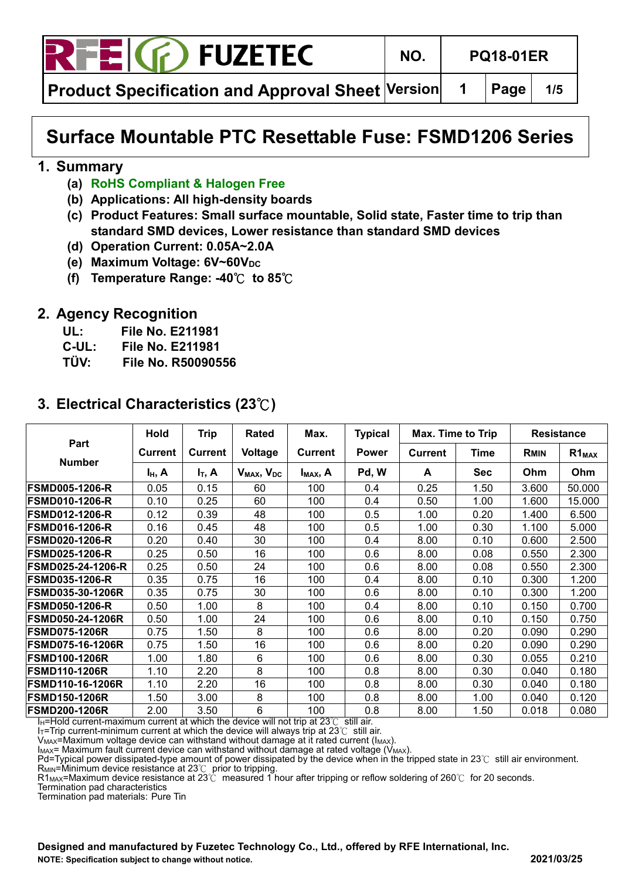# Surface Mountable PTC Resettable Fuse: FSMD1206 Series

## 1. Summary

- **(a) RoHS Compliant & Halogen Free**
- **(b) Applications: All high-density boards**
- **(c) Product Features: Small surface mountable, Solid state, Faster time to trip than standard SMD devices, Lower resistance than standard SMD devices**
- **(d) Operation Current: 0.05A~2.0A**
- **(e) Maximum Voltage: 6V~60V$_{DC}$**
- **(f) Temperature Range: -40℃ to 85℃**

## 2. Agency Recognition

**UL: File No. E211981**
**C-UL: File No. E211981**
**TÜV: File No. R50090556**

## 3. Electrical Characteristics (23℃)

| Part Number | Hold Current | Trip Current | Rated Voltage | Max. Current | Typical Power | Max. Time to Trip | | Resistance | |
|---|---|---|---|---|---|---|---|---|---|
| | | | | | | Current | Time | $R_{MIN}$ | $R1_{MAX}$ |
| | $I_H$, A | $I_T$, A | $V_{MAX}$, $V_{DC}$ | $I_{MAX}$, A | Pd, W | A | Sec | Ohm | Ohm |
| FSMD005-1206-R | 0.05 | 0.15 | 60 | 100 | 0.4 | 0.25 | 1.50 | 3.600 | 50.000 |
| FSMD010-1206-R | 0.10 | 0.25 | 60 | 100 | 0.4 | 0.50 | 1.00 | 1.600 | 15.000 |
| FSMD012-1206-R | 0.12 | 0.39 | 48 | 100 | 0.5 | 1.00 | 0.20 | 1.400 | 6.500 |
| FSMD016-1206-R | 0.16 | 0.45 | 48 | 100 | 0.5 | 1.00 | 0.30 | 1.100 | 5.000 |
| FSMD020-1206-R | 0.20 | 0.40 | 30 | 100 | 0.4 | 8.00 | 0.10 | 0.600 | 2.500 |
| FSMD025-1206-R | 0.25 | 0.50 | 16 | 100 | 0.6 | 8.00 | 0.08 | 0.550 | 2.300 |
| FSMD025-24-1206-R | 0.25 | 0.50 | 24 | 100 | 0.6 | 8.00 | 0.08 | 0.550 | 2.300 |
| FSMD035-1206-R | 0.35 | 0.75 | 16 | 100 | 0.4 | 8.00 | 0.10 | 0.300 | 1.200 |
| FSMD035-30-1206R | 0.35 | 0.75 | 30 | 100 | 0.6 | 8.00 | 0.10 | 0.300 | 1.200 |
| FSMD050-1206-R | 0.50 | 1.00 | 8 | 100 | 0.4 | 8.00 | 0.10 | 0.150 | 0.700 |
| FSMD050-24-1206R | 0.50 | 1.00 | 24 | 100 | 0.6 | 8.00 | 0.10 | 0.150 | 0.750 |
| FSMD075-1206R | 0.75 | 1.50 | 8 | 100 | 0.6 | 8.00 | 0.20 | 0.090 | 0.290 |
| FSMD075-16-1206R | 0.75 | 1.50 | 16 | 100 | 0.6 | 8.00 | 0.20 | 0.090 | 0.290 |
| FSMD100-1206R | 1.00 | 1.80 | 6 | 100 | 0.6 | 8.00 | 0.30 | 0.055 | 0.210 |
| FSMD110-1206R | 1.10 | 2.20 | 8 | 100 | 0.8 | 8.00 | 0.30 | 0.040 | 0.180 |
| FSMD110-16-1206R | 1.10 | 2.20 | 16 | 100 | 0.8 | 8.00 | 0.30 | 0.040 | 0.180 |
| FSMD150-1206R | 1.50 | 3.00 | 8 | 100 | 0.8 | 8.00 | 1.00 | 0.040 | 0.120 |
| FSMD200-1206R | 2.00 | 3.50 | 6 | 100 | 0.8 | 8.00 | 1.50 | 0.018 | 0.080 |

$I_H$=Hold current-maximum current at which the device will not trip at 23℃ still air.
$I_T$=Trip current-minimum current at which the device will always trip at 23℃ still air.
$V_{MAX}$=Maximum voltage device can withstand without damage at it rated current ($I_{MAX}$).
$I_{MAX}$= Maximum fault current device can withstand without damage at rated voltage ($V_{MAX}$).
Pd=Typical power dissipated-type amount of power dissipated by the device when in the tripped state in 23℃ still air environment.
$R_{MIN}$=Minimum device resistance at 23℃ prior to tripping.
$R1_{MAX}$=Maximum device resistance at 23℃ measured 1 hour after tripping or reflow soldering of 260℃ for 20 seconds.
Termination pad characteristics
Termination pad materials: Pure Tin

**Designed and manufactured by Fuzetec Technology Co., Ltd., offered by RFE International, Inc.**
**NOTE: Specification subject to change without notice.** **2021/03/25**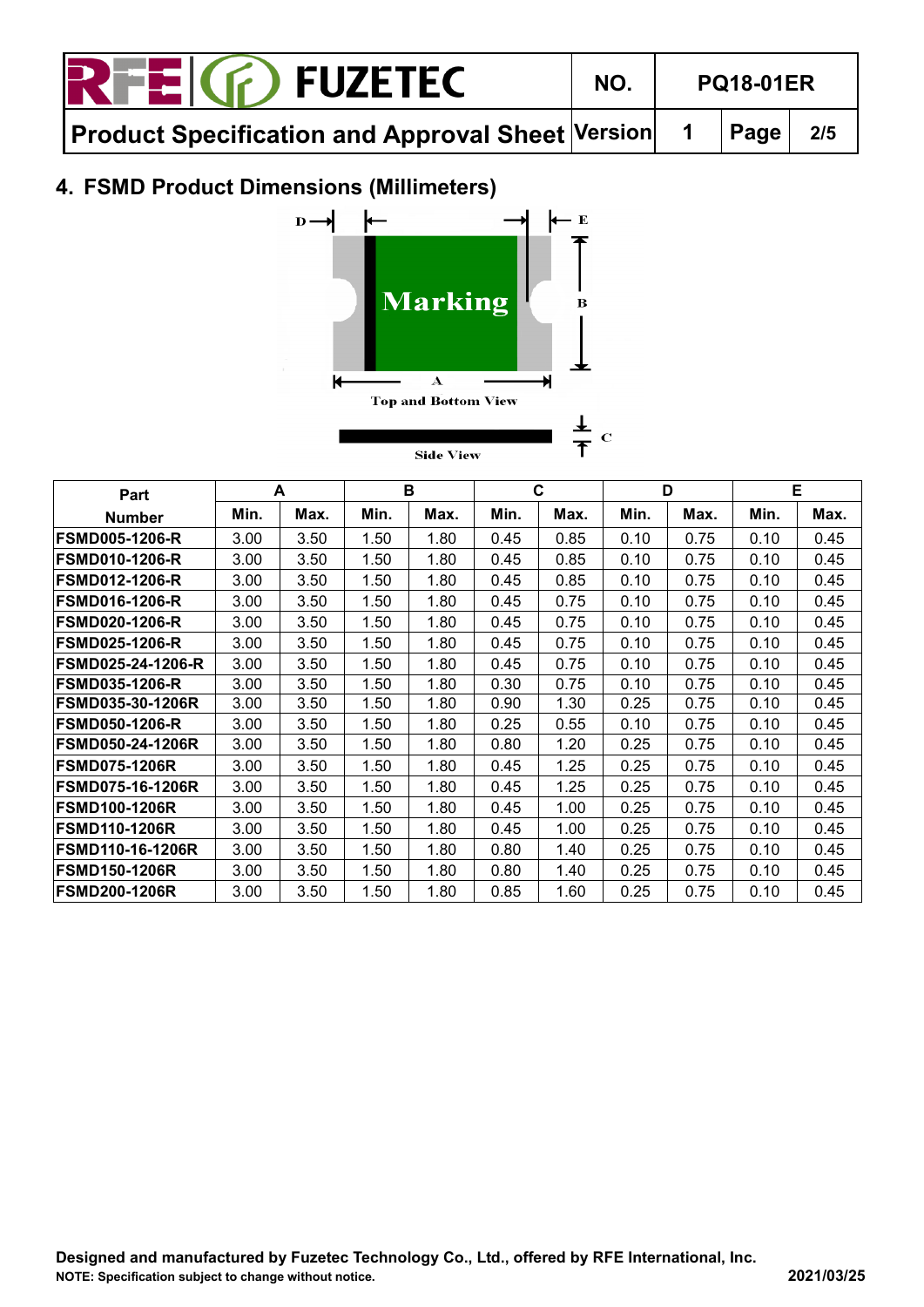## 4. FSMD Product Dimensions (Millimeters)

| Part Number | A | | B | | C | | D | | E | |
|---|---|---|---|---|---|---|---|---|---|---|
| | Min. | Max. | Min. | Max. | Min. | Max. | Min. | Max. | Min. | Max. |
| FSMD005-1206-R | 3.00 | 3.50 | 1.50 | 1.80 | 0.45 | 0.85 | 0.10 | 0.75 | 0.10 | 0.45 |
| FSMD010-1206-R | 3.00 | 3.50 | 1.50 | 1.80 | 0.45 | 0.85 | 0.10 | 0.75 | 0.10 | 0.45 |
| FSMD012-1206-R | 3.00 | 3.50 | 1.50 | 1.80 | 0.45 | 0.85 | 0.10 | 0.75 | 0.10 | 0.45 |
| FSMD016-1206-R | 3.00 | 3.50 | 1.50 | 1.80 | 0.45 | 0.75 | 0.10 | 0.75 | 0.10 | 0.45 |
| FSMD020-1206-R | 3.00 | 3.50 | 1.50 | 1.80 | 0.45 | 0.75 | 0.10 | 0.75 | 0.10 | 0.45 |
| FSMD025-1206-R | 3.00 | 3.50 | 1.50 | 1.80 | 0.45 | 0.75 | 0.10 | 0.75 | 0.10 | 0.45 |
| FSMD025-24-1206-R | 3.00 | 3.50 | 1.50 | 1.80 | 0.45 | 0.75 | 0.10 | 0.75 | 0.10 | 0.45 |
| FSMD035-1206-R | 3.00 | 3.50 | 1.50 | 1.80 | 0.30 | 0.75 | 0.10 | 0.75 | 0.10 | 0.45 |
| FSMD035-30-1206R | 3.00 | 3.50 | 1.50 | 1.80 | 0.90 | 1.30 | 0.25 | 0.75 | 0.10 | 0.45 |
| FSMD050-1206-R | 3.00 | 3.50 | 1.50 | 1.80 | 0.25 | 0.55 | 0.10 | 0.75 | 0.10 | 0.45 |
| FSMD050-24-1206R | 3.00 | 3.50 | 1.50 | 1.80 | 0.80 | 1.20 | 0.25 | 0.75 | 0.10 | 0.45 |
| FSMD075-1206R | 3.00 | 3.50 | 1.50 | 1.80 | 0.45 | 1.25 | 0.25 | 0.75 | 0.10 | 0.45 |
| FSMD075-16-1206R | 3.00 | 3.50 | 1.50 | 1.80 | 0.45 | 1.25 | 0.25 | 0.75 | 0.10 | 0.45 |
| FSMD100-1206R | 3.00 | 3.50 | 1.50 | 1.80 | 0.45 | 1.00 | 0.25 | 0.75 | 0.10 | 0.45 |
| FSMD110-1206R | 3.00 | 3.50 | 1.50 | 1.80 | 0.45 | 1.00 | 0.25 | 0.75 | 0.10 | 0.45 |
| FSMD110-16-1206R | 3.00 | 3.50 | 1.50 | 1.80 | 0.80 | 1.40 | 0.25 | 0.75 | 0.10 | 0.45 |
| FSMD150-1206R | 3.00 | 3.50 | 1.50 | 1.80 | 0.80 | 1.40 | 0.25 | 0.75 | 0.10 | 0.45 |
| FSMD200-1206R | 3.00 | 3.50 | 1.50 | 1.80 | 0.85 | 1.60 | 0.25 | 0.75 | 0.10 | 0.45 |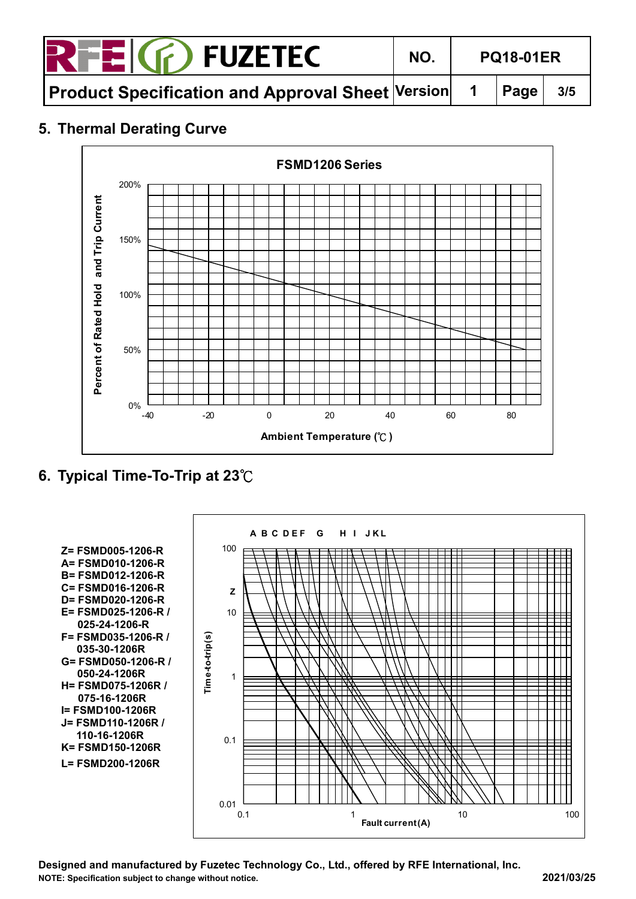## 5. Thermal Derating Curve

FSMD1206 Series

Percent of Rated Hold and Trip Current

Ambient Temperature (℃)

## 6. Typical Time-To-Trip at 23℃

Z= FSMD005-1206-R
A= FSMD010-1206-R
B= FSMD012-1206-R
C= FSMD016-1206-R
D= FSMD020-1206-R
E= FSMD025-1206-R / 025-24-1206-R
F= FSMD035-1206-R / 035-30-1206R
G= FSMD050-1206-R / 050-24-1206R
H= FSMD075-1206R / 075-16-1206R
I= FSMD100-1206R
J= FSMD110-1206R / 110-16-1206R
K= FSMD150-1206R
L= FSMD200-1206R

Time-to-trip(s)

Fault current(A)

**Designed and manufactured by Fuzetec Technology Co., Ltd., offered by RFE International, Inc.**

**NOTE: Specification subject to change without notice.**

**2021/03/25**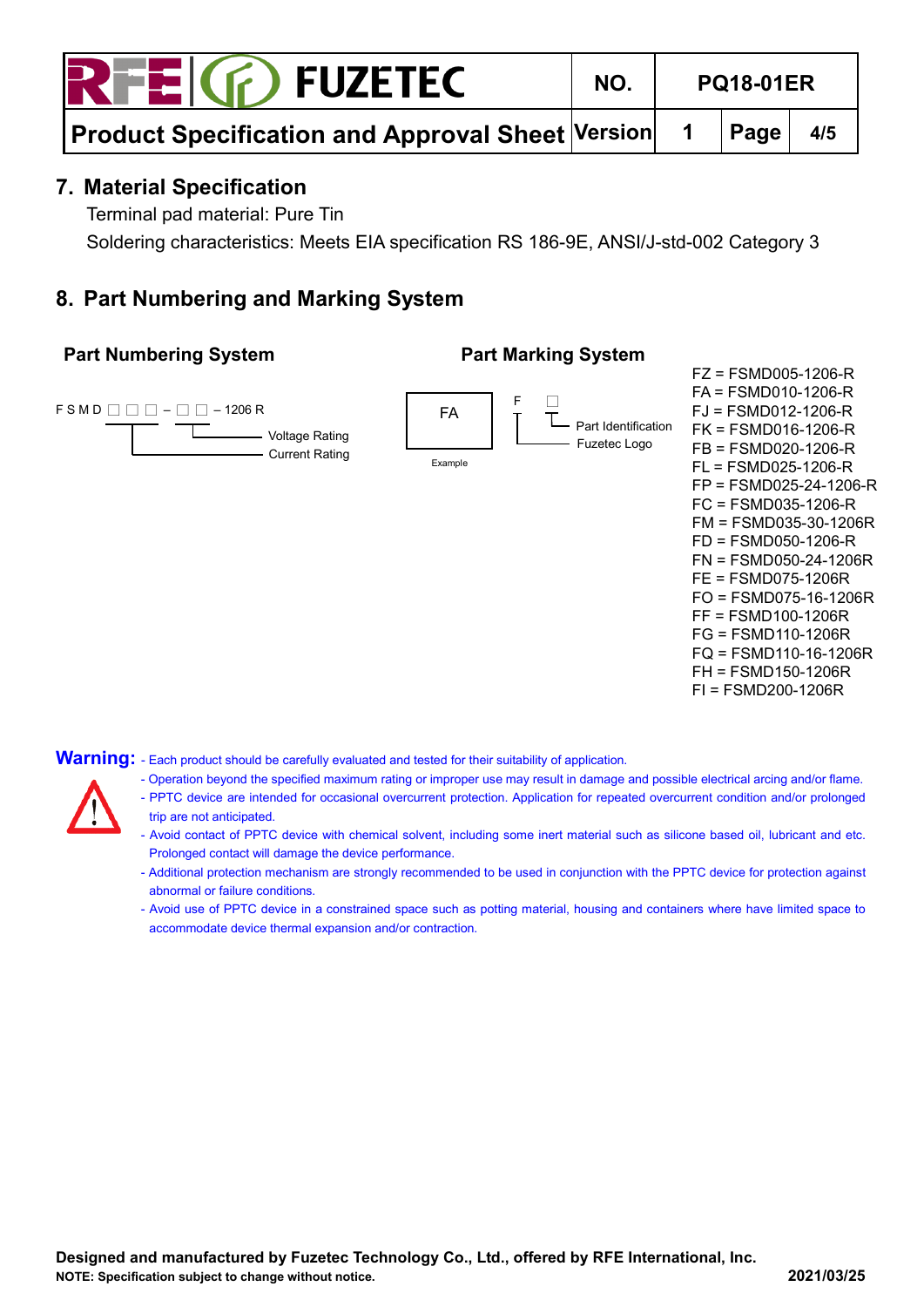## 7. Material Specification

Terminal pad material: Pure Tin

Soldering characteristics: Meets EIA specification RS 186-9E, ANSI/J-std-002 Category 3

## 8. Part Numbering and Marking System

### Part Numbering System

F S M D □ □ □ – □ □ – 1206 R

- Voltage Rating
- Current Rating

### Part Marking System

FA

Example

F □

- Part Identification
- Fuzetec Logo

FZ = FSMD005-1206-R
FA = FSMD010-1206-R
FJ = FSMD012-1206-R
FK = FSMD016-1206-R
FB = FSMD020-1206-R
FL = FSMD025-1206-R
FP = FSMD025-24-1206-R
FC = FSMD035-1206-R
FM = FSMD035-30-1206R
FD = FSMD050-1206-R
FN = FSMD050-24-1206R
FE = FSMD075-1206R
FO = FSMD075-16-1206R
FF = FSMD100-1206R
FG = FSMD110-1206R
FQ = FSMD110-16-1206R
FH = FSMD150-1206R
FI = FSMD200-1206R

**Warning:**

- Each product should be carefully evaluated and tested for their suitability of application.
- Operation beyond the specified maximum rating or improper use may result in damage and possible electrical arcing and/or flame.
- PPTC device are intended for occasional overcurrent protection. Application for repeated overcurrent condition and/or prolonged trip are not anticipated.
- Avoid contact of PPTC device with chemical solvent, including some inert material such as silicone based oil, lubricant and etc. Prolonged contact will damage the device performance.
- Additional protection mechanism are strongly recommended to be used in conjunction with the PPTC device for protection against abnormal or failure conditions.
- Avoid use of PPTC device in a constrained space such as potting material, housing and containers where have limited space to accommodate device thermal expansion and/or contraction.

**Designed and manufactured by Fuzetec Technology Co., Ltd., offered by RFE International, Inc.**

**NOTE: Specification subject to change without notice.** **2021/03/25**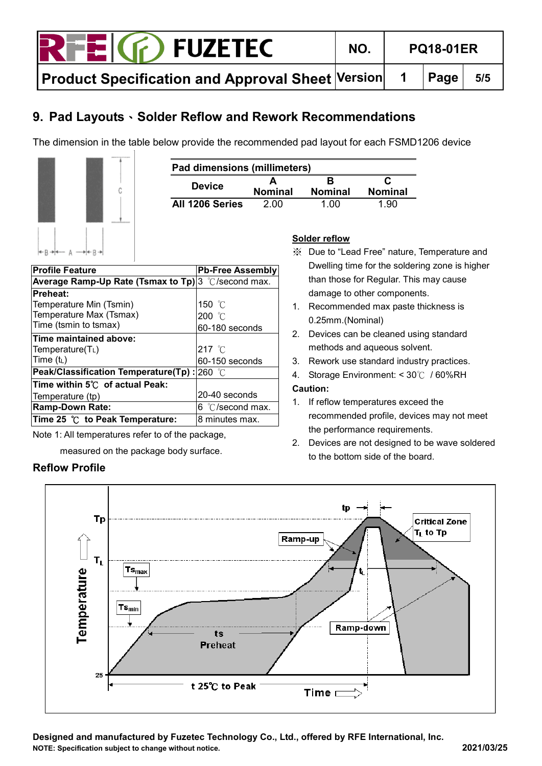## 9. Pad Layouts、Solder Reflow and Rework Recommendations

The dimension in the table below provide the recommended pad layout for each FSMD1206 device

C

B A B

| Pad dimensions (millimeters) | | | |
|---|---|---|---|
| Device | A Nominal | B Nominal | C Nominal |
| All 1206 Series | 2.00 | 1.00 | 1.90 |

| Profile Feature | Pb-Free Assembly |
|---|---|
| Average Ramp-Up Rate (Tsmax to Tp) | 3 ℃/second max. |
| **Preheat:**<br>Temperature Min (Tsmin)<br>Temperature Max (Tsmax)<br>Time (tsmin to tsmax) | <br>150 ℃<br>200 ℃<br>60-180 seconds |
| **Time maintained above:**<br>Temperature($T_L$)<br>Time ($t_L$) | <br>217 ℃<br>60-150 seconds |
| **Peak/Classification Temperature(Tp) :** | 260 ℃ |
| **Time within 5℃ of actual Peak:**<br>Temperature (tp) | <br>20-40 seconds |
| **Ramp-Down Rate:** | 6 ℃/second max. |
| **Time 25 ℃ to Peak Temperature:** | 8 minutes max. |

Note 1: All temperatures refer to of the package,

measured on the package body surface.

**Solder reflow**

※ Due to "Lead Free" nature, Temperature and Dwelling time for the soldering zone is higher than those for Regular. This may cause damage to other components.

1. Recommended max paste thickness is 0.25mm.(Nominal)
2. Devices can be cleaned using standard methods and aqueous solvent.
3. Rework use standard industry practices.
4. Storage Environment: < 30℃ / 60%RH

**Caution:**

1. If reflow temperatures exceed the recommended profile, devices may not meet the performance requirements.
2. Devices are not designed to be wave soldered to the bottom side of the board.

### Reflow Profile

tp

Tp

Critical Zone
$T_L$ to Tp

Ramp-up

$T_L$

$Ts_{max}$

$t_L$

$Ts_{min}$

Ramp-down

Temperature

ts
Preheat

25

t 25℃ to Peak

Time

**Designed and manufactured by Fuzetec Technology Co., Ltd., offered by RFE International, Inc.**
**NOTE: Specification subject to change without notice.**
**2021/03/25**